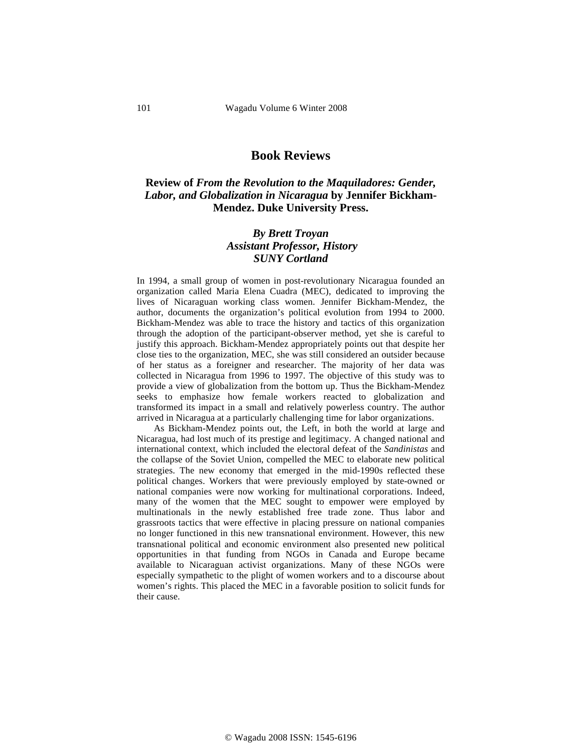# Book Reviews

## Review of *From the Revolution to the Maquiladores: Gender, Labor, and Globalization in Nicaragua* by Jennifer Bickham-Mendez. Duke University Press.

### *By Brett Troyan*
### *Assistant Professor, History*
### *SUNY Cortland*

In 1994, a small group of women in post-revolutionary Nicaragua founded an organization called Maria Elena Cuadra (MEC), dedicated to improving the lives of Nicaraguan working class women. Jennifer Bickham-Mendez, the author, documents the organization's political evolution from 1994 to 2000. Bickham-Mendez was able to trace the history and tactics of this organization through the adoption of the participant-observer method, yet she is careful to justify this approach. Bickham-Mendez appropriately points out that despite her close ties to the organization, MEC, she was still considered an outsider because of her status as a foreigner and researcher. The majority of her data was collected in Nicaragua from 1996 to 1997. The objective of this study was to provide a view of globalization from the bottom up. Thus the Bickham-Mendez seeks to emphasize how female workers reacted to globalization and transformed its impact in a small and relatively powerless country. The author arrived in Nicaragua at a particularly challenging time for labor organizations.

As Bickham-Mendez points out, the Left, in both the world at large and Nicaragua, had lost much of its prestige and legitimacy. A changed national and international context, which included the electoral defeat of the *Sandinistas* and the collapse of the Soviet Union, compelled the MEC to elaborate new political strategies. The new economy that emerged in the mid-1990s reflected these political changes. Workers that were previously employed by state-owned or national companies were now working for multinational corporations. Indeed, many of the women that the MEC sought to empower were employed by multinationals in the newly established free trade zone. Thus labor and grassroots tactics that were effective in placing pressure on national companies no longer functioned in this new transnational environment. However, this new transnational political and economic environment also presented new political opportunities in that funding from NGOs in Canada and Europe became available to Nicaraguan activist organizations. Many of these NGOs were especially sympathetic to the plight of women workers and to a discourse about women's rights. This placed the MEC in a favorable position to solicit funds for their cause.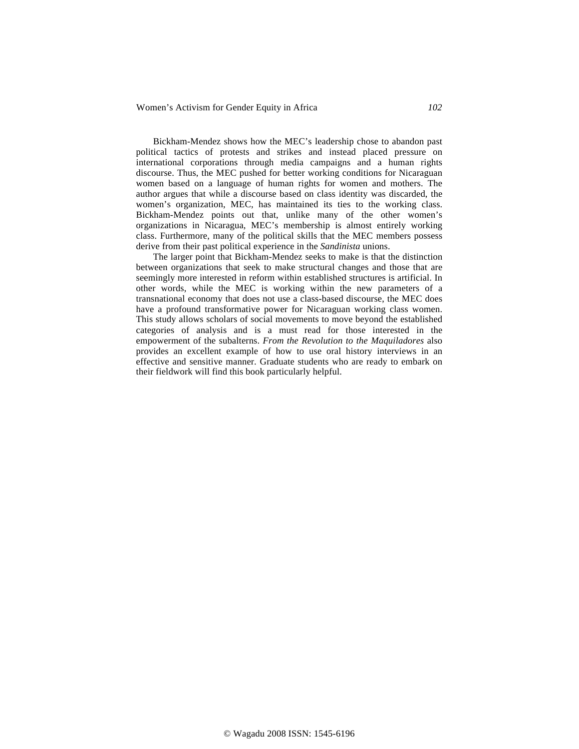Bickham-Mendez shows how the MEC's leadership chose to abandon past political tactics of protests and strikes and instead placed pressure on international corporations through media campaigns and a human rights discourse. Thus, the MEC pushed for better working conditions for Nicaraguan women based on a language of human rights for women and mothers. The author argues that while a discourse based on class identity was discarded, the women's organization, MEC, has maintained its ties to the working class. Bickham-Mendez points out that, unlike many of the other women's organizations in Nicaragua, MEC's membership is almost entirely working class. Furthermore, many of the political skills that the MEC members possess derive from their past political experience in the *Sandinista* unions.

The larger point that Bickham-Mendez seeks to make is that the distinction between organizations that seek to make structural changes and those that are seemingly more interested in reform within established structures is artificial. In other words, while the MEC is working within the new parameters of a transnational economy that does not use a class-based discourse, the MEC does have a profound transformative power for Nicaraguan working class women. This study allows scholars of social movements to move beyond the established categories of analysis and is a must read for those interested in the empowerment of the subalterns. *From the Revolution to the Maquiladores* also provides an excellent example of how to use oral history interviews in an effective and sensitive manner. Graduate students who are ready to embark on their fieldwork will find this book particularly helpful.